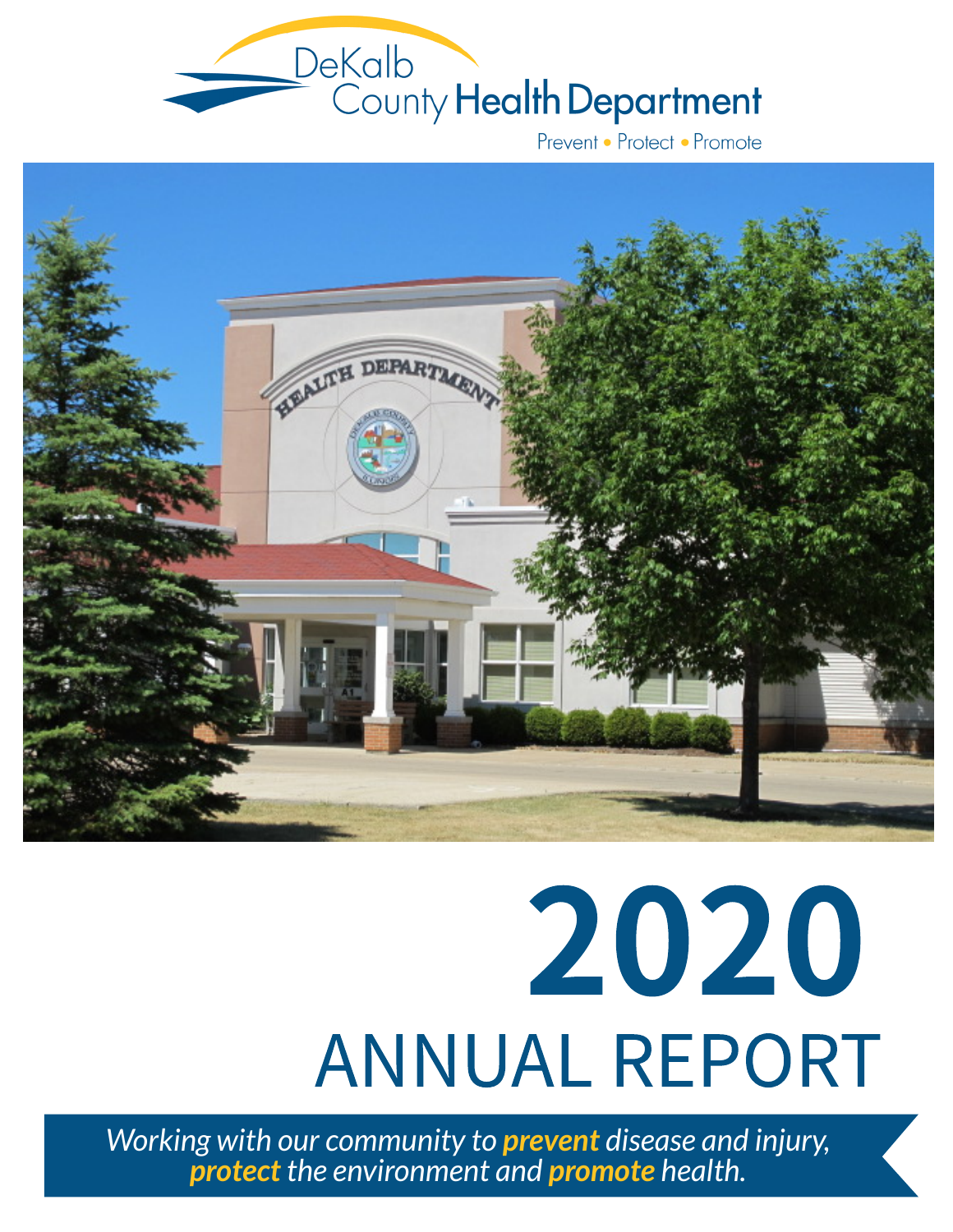DeKalb County Health Department

Prevent • Protect • Promote

# 2020

# ANNUAL REPORT

*Working with our community to **prevent** disease and injury, **protect** the environment and **promote** health.*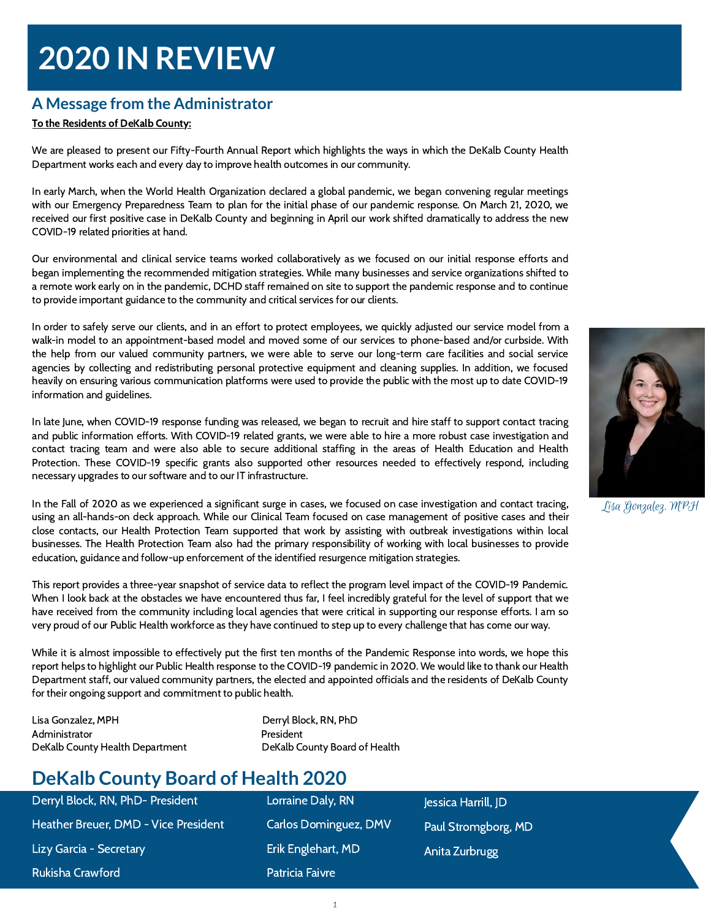# 2020 IN REVIEW

## A Message from the Administrator

**To the Residents of DeKalb County:**

We are pleased to present our Fifty-Fourth Annual Report which highlights the ways in which the DeKalb County Health Department works each and every day to improve health outcomes in our community.

In early March, when the World Health Organization declared a global pandemic, we began convening regular meetings with our Emergency Preparedness Team to plan for the initial phase of our pandemic response. On March 21, 2020, we received our first positive case in DeKalb County and beginning in April our work shifted dramatically to address the new COVID-19 related priorities at hand.

Our environmental and clinical service teams worked collaboratively as we focused on our initial response efforts and began implementing the recommended mitigation strategies. While many businesses and service organizations shifted to a remote work early on in the pandemic, DCHD staff remained on site to support the pandemic response and to continue to provide important guidance to the community and critical services for our clients.

In order to safely serve our clients, and in an effort to protect employees, we quickly adjusted our service model from a walk-in model to an appointment-based model and moved some of our services to phone-based and/or curbside. With the help from our valued community partners, we were able to serve our long-term care facilities and social service agencies by collecting and redistributing personal protective equipment and cleaning supplies. In addition, we focused heavily on ensuring various communication platforms were used to provide the public with the most up to date COVID-19 information and guidelines.

In late June, when COVID-19 response funding was released, we began to recruit and hire staff to support contact tracing and public information efforts. With COVID-19 related grants, we were able to hire a more robust case investigation and contact tracing team and were also able to secure additional staffing in the areas of Health Education and Health Protection. These COVID-19 specific grants also supported other resources needed to effectively respond, including necessary upgrades to our software and to our IT infrastructure.

In the Fall of 2020 as we experienced a significant surge in cases, we focused on case investigation and contact tracing, using an all-hands-on deck approach. While our Clinical Team focused on case management of positive cases and their close contacts, our Health Protection Team supported that work by assisting with outbreak investigations within local businesses. The Health Protection Team also had the primary responsibility of working with local businesses to provide education, guidance and follow-up enforcement of the identified resurgence mitigation strategies.

This report provides a three-year snapshot of service data to reflect the program level impact of the COVID-19 Pandemic. When I look back at the obstacles we have encountered thus far, I feel incredibly grateful for the level of support that we have received from the community including local agencies that were critical in supporting our response efforts. I am so very proud of our Public Health workforce as they have continued to step up to every challenge that has come our way.

While it is almost impossible to effectively put the first ten months of the Pandemic Response into words, we hope this report helps to highlight our Public Health response to the COVID-19 pandemic in 2020. We would like to thank our Health Department staff, our valued community partners, the elected and appointed officials and the residents of DeKalb County for their ongoing support and commitment to public health.

*Lisa Gonzalez, MPH*

Lisa Gonzalez, MPH
Administrator
DeKalb County Health Department

Derryl Block, RN, PhD
President
DeKalb County Board of Health

## DeKalb County Board of Health 2020

- Derryl Block, RN, PhD- President
- Heather Breuer, DMD - Vice President
- Lizy Garcia - Secretary
- Rukisha Crawford
- Lorraine Daly, RN
- Carlos Dominguez, DMV
- Erik Englehart, MD
- Patricia Faivre
- Jessica Harrill, JD
- Paul Strombgborg, MD
- Anita Zurbrugg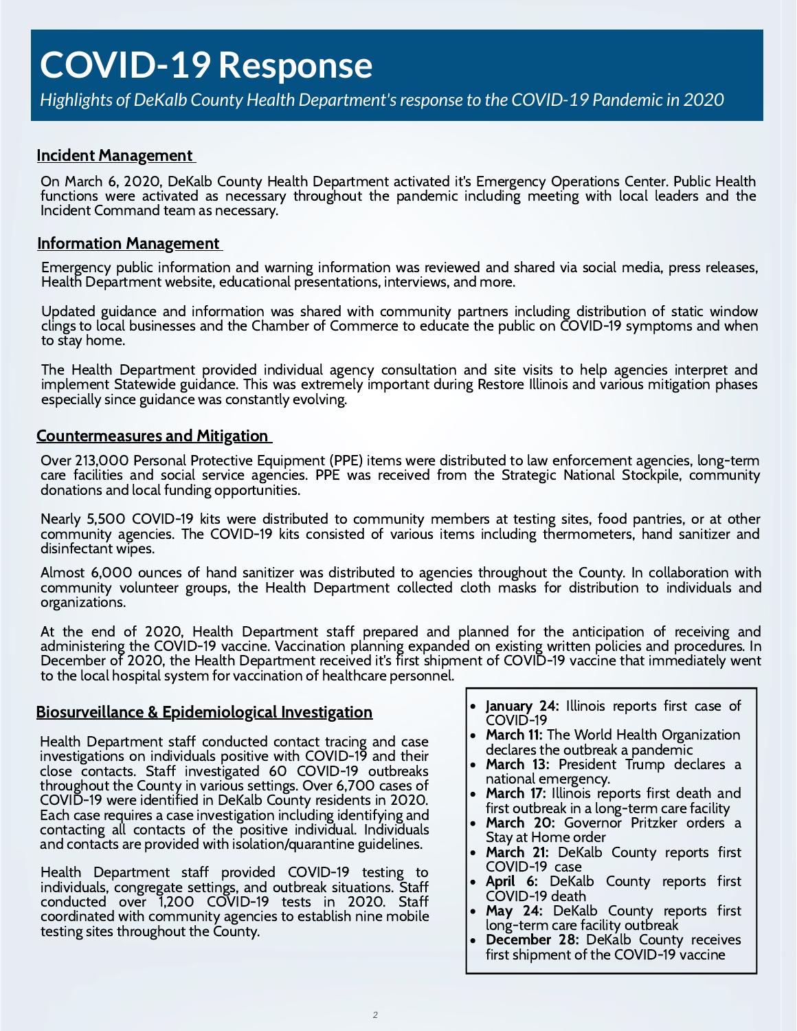# COVID-19 Response

*Highlights of DeKalb County Health Department's response to the COVID-19 Pandemic in 2020*

## Incident Management

On March 6, 2020, DeKalb County Health Department activated it's Emergency Operations Center. Public Health functions were activated as necessary throughout the pandemic including meeting with local leaders and the Incident Command team as necessary.

## Information Management

Emergency public information and warning information was reviewed and shared via social media, press releases, Health Department website, educational presentations, interviews, and more.

Updated guidance and information was shared with community partners including distribution of static window clings to local businesses and the Chamber of Commerce to educate the public on COVID-19 symptoms and when to stay home.

The Health Department provided individual agency consultation and site visits to help agencies interpret and implement Statewide guidance. This was extremely important during Restore Illinois and various mitigation phases especially since guidance was constantly evolving.

## Countermeasures and Mitigation

Over 213,000 Personal Protective Equipment (PPE) items were distributed to law enforcement agencies, long-term care facilities and social service agencies. PPE was received from the Strategic National Stockpile, community donations and local funding opportunities.

Nearly 5,500 COVID-19 kits were distributed to community members at testing sites, food pantries, or at other community agencies. The COVID-19 kits consisted of various items including thermometers, hand sanitizer and disinfectant wipes.

Almost 6,000 ounces of hand sanitizer was distributed to agencies throughout the County. In collaboration with community volunteer groups, the Health Department collected cloth masks for distribution to individuals and organizations.

At the end of 2020, Health Department staff prepared and planned for the anticipation of receiving and administering the COVID-19 vaccine. Vaccination planning expanded on existing written policies and procedures. In December of 2020, the Health Department received it's first shipment of COVID-19 vaccine that immediately went to the local hospital system for vaccination of healthcare personnel.

## Biosurveillance & Epidemiological Investigation

Health Department staff conducted contact tracing and case investigations on individuals positive with COVID-19 and their close contacts. Staff investigated 60 COVID-19 outbreaks throughout the County in various settings. Over 6,700 cases of COVID-19 were identified in DeKalb County residents in 2020. Each case requires a case investigation including identifying and contacting all contacts of the positive individual. Individuals and contacts are provided with isolation/quarantine guidelines.

Health Department staff provided COVID-19 testing to individuals, congregate settings, and outbreak situations. Staff conducted over 1,200 COVID-19 tests in 2020. Staff coordinated with community agencies to establish nine mobile testing sites throughout the County.

- **January 24:** Illinois reports first case of COVID-19
- **March 11:** The World Health Organization declares the outbreak a pandemic
- **March 13:** President Trump declares a national emergency.
- **March 17:** Illinois reports first death and first outbreak in a long-term care facility
- **March 20:** Governor Pritzker orders a Stay at Home order
- **March 21:** DeKalb County reports first COVID-19 case
- **April 6:** DeKalb County reports first COVID-19 death
- **May 24:** DeKalb County reports first long-term care facility outbreak
- **December 28:** DeKalb County receives first shipment of the COVID-19 vaccine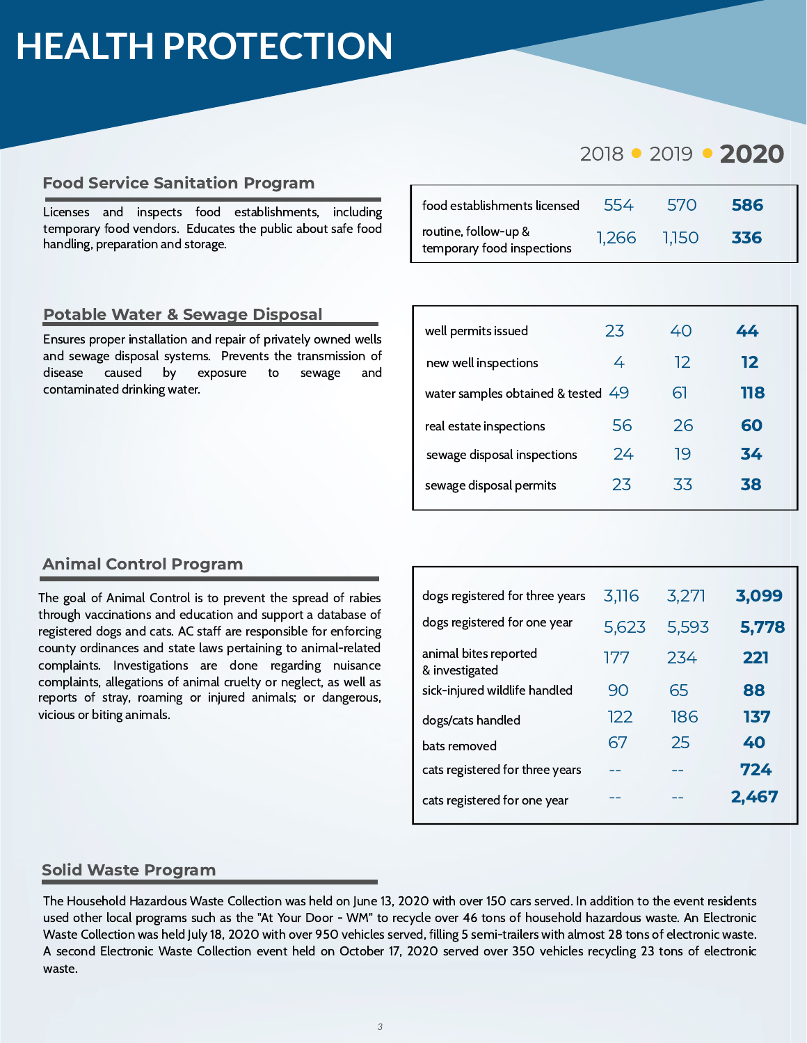# HEALTH PROTECTION

## Food Service Sanitation Program

Licenses and inspects food establishments, including temporary food vendors. Educates the public about safe food handling, preparation and storage.

| | 2018 | 2019 | 2020 |
|---|---|---|---|
| food establishments licensed | 554 | 570 | **586** |
| routine, follow-up & temporary food inspections | 1,266 | 1,150 | **336** |

## Potable Water & Sewage Disposal

Ensures proper installation and repair of privately owned wells and sewage disposal systems. Prevents the transmission of disease caused by exposure to sewage and contaminated drinking water.

| | 2018 | 2019 | 2020 |
|---|---|---|---|
| well permits issued | 23 | 40 | **44** |
| new well inspections | 4 | 12 | **12** |
| water samples obtained & tested | 49 | 61 | **118** |
| real estate inspections | 56 | 26 | **60** |
| sewage disposal inspections | 24 | 19 | **34** |
| sewage disposal permits | 23 | 33 | **38** |

## Animal Control Program

The goal of Animal Control is to prevent the spread of rabies through vaccinations and education and support a database of registered dogs and cats. AC staff are responsible for enforcing county ordinances and state laws pertaining to animal-related complaints. Investigations are done regarding nuisance complaints, allegations of animal cruelty or neglect, as well as reports of stray, roaming or injured animals; or dangerous, vicious or biting animals.

| | 2018 | 2019 | 2020 |
|---|---|---|---|
| dogs registered for three years | 3,116 | 3,271 | **3,099** |
| dogs registered for one year | 5,623 | 5,593 | **5,778** |
| animal bites reported & investigated | 177 | 234 | **221** |
| sick-injured wildlife handled | 90 | 65 | **88** |
| dogs/cats handled | 122 | 186 | **137** |
| bats removed | 67 | 25 | **40** |
| cats registered for three years | -- | -- | **724** |
| cats registered for one year | -- | -- | **2,467** |

## Solid Waste Program

The Household Hazardous Waste Collection was held on June 13, 2020 with over 150 cars served. In addition to the event residents used other local programs such as the "At Your Door - WM" to recycle over 46 tons of household hazardous waste. An Electronic Waste Collection was held July 18, 2020 with over 950 vehicles served, filling 5 semi-trailers with almost 28 tons of electronic waste. A second Electronic Waste Collection event held on October 17, 2020 served over 350 vehicles recycling 23 tons of electronic waste.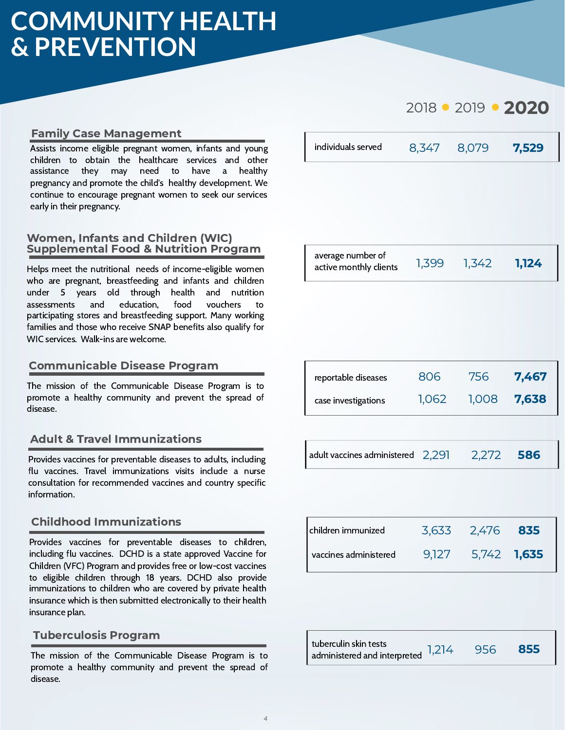# COMMUNITY HEALTH & PREVENTION

## Family Case Management

Assists income eligible pregnant women, infants and young children to obtain the healthcare services and other assistance they may need to have a healthy pregnancy and promote the child's healthy development. We continue to encourage pregnant women to seek our services early in their pregnancy.

| | 2018 | 2019 | **2020** |
|---|---|---|---|
| individuals served | 8,347 | 8,079 | **7,529** |

## Women, Infants and Children (WIC) Supplemental Food & Nutrition Program

Helps meet the nutritional needs of income-eligible women who are pregnant, breastfeeding and infants and children under 5 years old through health and nutrition assessments and education, food vouchers to participating stores and breastfeeding support. Many working families and those who receive SNAP benefits also qualify for WIC services. Walk-ins are welcome.

| | 2018 | 2019 | **2020** |
|---|---|---|---|
| average number of active monthly clients | 1,399 | 1,342 | **1,124** |

## Communicable Disease Program

The mission of the Communicable Disease Program is to promote a healthy community and prevent the spread of disease.

| | 2018 | 2019 | **2020** |
|---|---|---|---|
| reportable diseases | 806 | 756 | **7,467** |
| case investigations | 1,062 | 1,008 | **7,638** |

## Adult & Travel Immunizations

Provides vaccines for preventable diseases to adults, including flu vaccines. Travel immunizations visits include a nurse consultation for recommended vaccines and country specific information.

| | 2018 | 2019 | **2020** |
|---|---|---|---|
| adult vaccines administered | 2,291 | 2,272 | **586** |

## Childhood Immunizations

Provides vaccines for preventable diseases to children, including flu vaccines. DCHD is a state approved Vaccine for Children (VFC) Program and provides free or low-cost vaccines to eligible children through 18 years. DCHD also provide immunizations to children who are covered by private health insurance which is then submitted electronically to their health insurance plan.

| | 2018 | 2019 | **2020** |
|---|---|---|---|
| children immunized | 3,633 | 2,476 | **835** |
| vaccines administered | 9,127 | 5,742 | **1,635** |

## Tuberculosis Program

The mission of the Communicable Disease Program is to promote a healthy community and prevent the spread of disease.

| | 2018 | 2019 | **2020** |
|---|---|---|---|
| tuberculin skin tests administered and interpreted | 1,214 | 956 | **855** |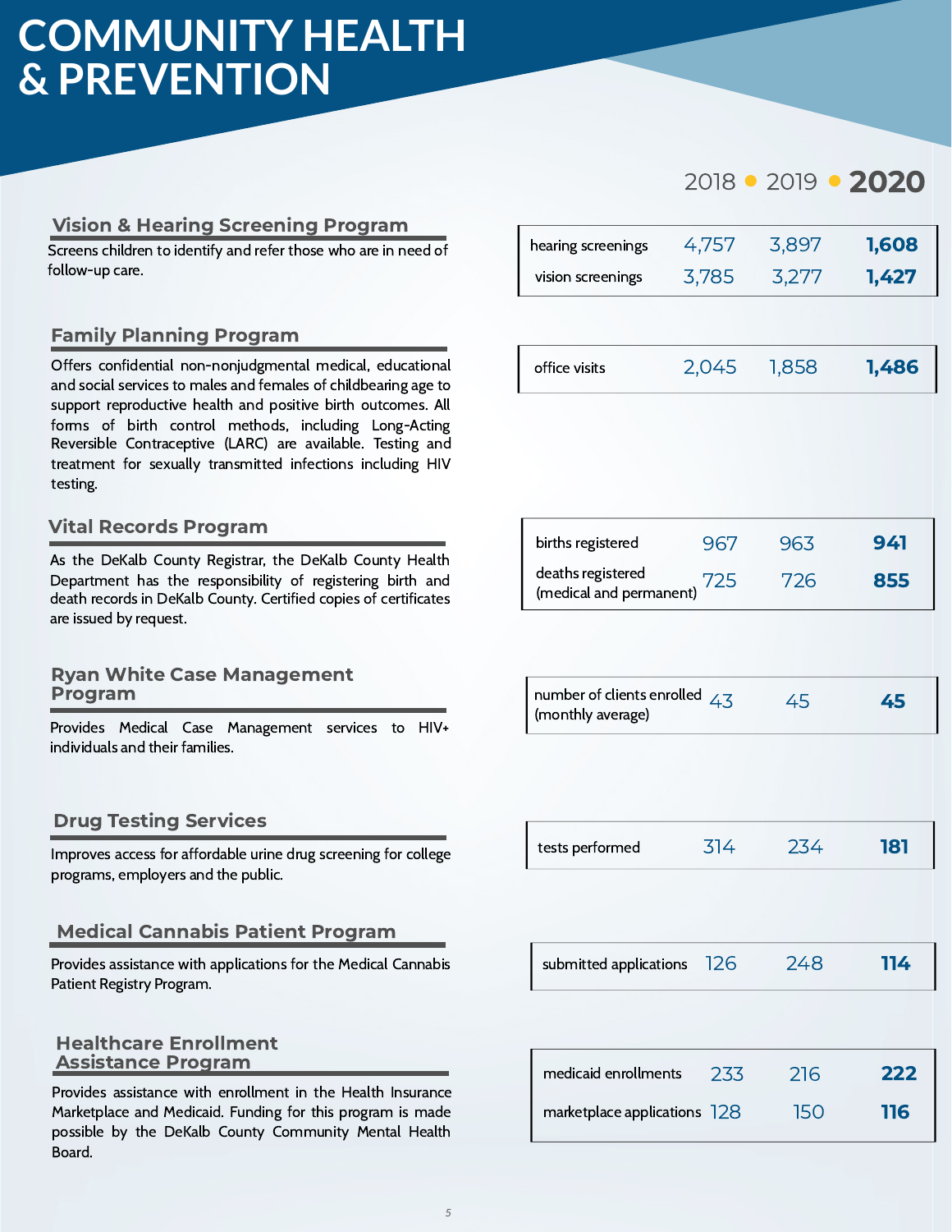# COMMUNITY HEALTH & PREVENTION

## Vision & Hearing Screening Program

Screens children to identify and refer those who are in need of follow-up care.

| | 2018 | 2019 | 2020 |
|---|---|---|---|
| hearing screenings | 4,757 | 3,897 | **1,608** |
| vision screenings | 3,785 | 3,277 | **1,427** |

## Family Planning Program

Offers confidential non-nonjudgmental medical, educational and social services to males and females of childbearing age to support reproductive health and positive birth outcomes. All forms of birth control methods, including Long-Acting Reversible Contraceptive (LARC) are available. Testing and treatment for sexually transmitted infections including HIV testing.

| | 2018 | 2019 | 2020 |
|---|---|---|---|
| office visits | 2,045 | 1,858 | **1,486** |

## Vital Records Program

As the DeKalb County Registrar, the DeKalb County Health Department has the responsibility of registering birth and death records in DeKalb County. Certified copies of certificates are issued by request.

| | 2018 | 2019 | 2020 |
|---|---|---|---|
| births registered | 967 | 963 | **941** |
| deaths registered (medical and permanent) | 725 | 726 | **855** |

## Ryan White Case Management Program

Provides Medical Case Management services to HIV+ individuals and their families.

| | 2018 | 2019 | 2020 |
|---|---|---|---|
| number of clients enrolled (monthly average) | 43 | 45 | **45** |

## Drug Testing Services

Improves access for affordable urine drug screening for college programs, employers and the public.

| | 2018 | 2019 | 2020 |
|---|---|---|---|
| tests performed | 314 | 234 | **181** |

## Medical Cannabis Patient Program

Provides assistance with applications for the Medical Cannabis Patient Registry Program.

| | 2018 | 2019 | 2020 |
|---|---|---|---|
| submitted applications | 126 | 248 | **114** |

## Healthcare Enrollment Assistance Program

Provides assistance with enrollment in the Health Insurance Marketplace and Medicaid. Funding for this program is made possible by the DeKalb County Community Mental Health Board.

| | 2018 | 2019 | 2020 |
|---|---|---|---|
| medicaid enrollments | 233 | 216 | **222** |
| marketplace applications | 128 | 150 | **116** |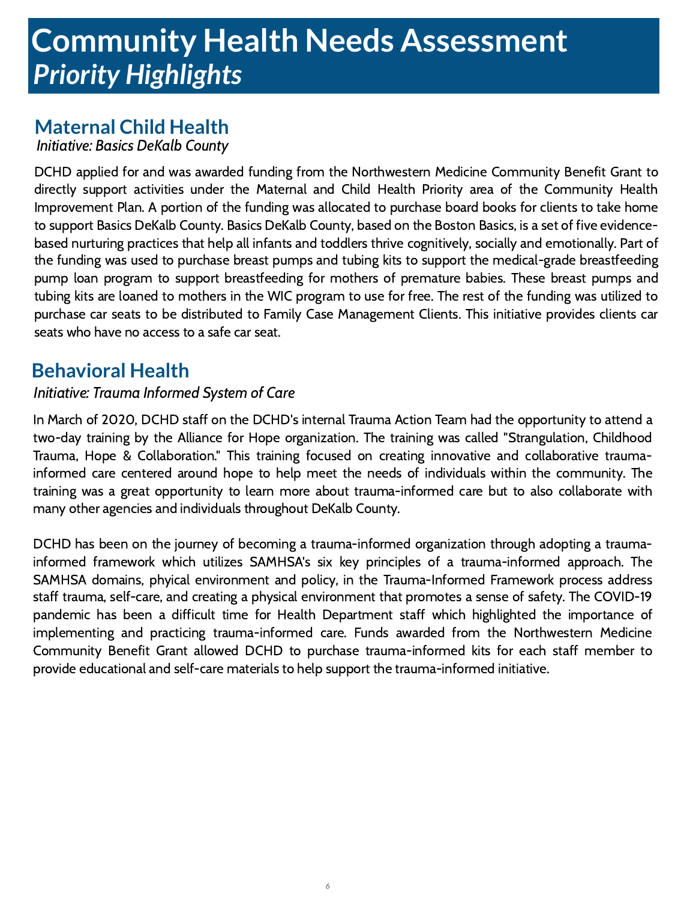# Community Health Needs Assessment
# *Priority Highlights*

## Maternal Child Health

*Initiative: Basics DeKalb County*

DCHD applied for and was awarded funding from the Northwestern Medicine Community Benefit Grant to directly support activities under the Maternal and Child Health Priority area of the Community Health Improvement Plan. A portion of the funding was allocated to purchase board books for clients to take home to support Basics DeKalb County. Basics DeKalb County, based on the Boston Basics, is a set of five evidence-based nurturing practices that help all infants and toddlers thrive cognitively, socially and emotionally. Part of the funding was used to purchase breast pumps and tubing kits to support the medical-grade breastfeeding pump loan program to support breastfeeding for mothers of premature babies. These breast pumps and tubing kits are loaned to mothers in the WIC program to use for free. The rest of the funding was utilized to purchase car seats to be distributed to Family Case Management Clients. This initiative provides clients car seats who have no access to a safe car seat.

## Behavioral Health

*Initiative: Trauma Informed System of Care*

In March of 2020, DCHD staff on the DCHD's internal Trauma Action Team had the opportunity to attend a two-day training by the Alliance for Hope organization. The training was called "Strangulation, Childhood Trauma, Hope & Collaboration." This training focused on creating innovative and collaborative trauma-informed care centered around hope to help meet the needs of individuals within the community. The training was a great opportunity to learn more about trauma-informed care but to also collaborate with many other agencies and individuals throughout DeKalb County.

DCHD has been on the journey of becoming a trauma-informed organization through adopting a trauma-informed framework which utilizes SAMHSA's six key principles of a trauma-informed approach. The SAMHSA domains, phyical environment and policy, in the Trauma-Informed Framework process address staff trauma, self-care, and creating a physical environment that promotes a sense of safety. The COVID-19 pandemic has been a difficult time for Health Department staff which highlighted the importance of implementing and practicing trauma-informed care. Funds awarded from the Northwestern Medicine Community Benefit Grant allowed DCHD to purchase trauma-informed kits for each staff member to provide educational and self-care materials to help support the trauma-informed initiative.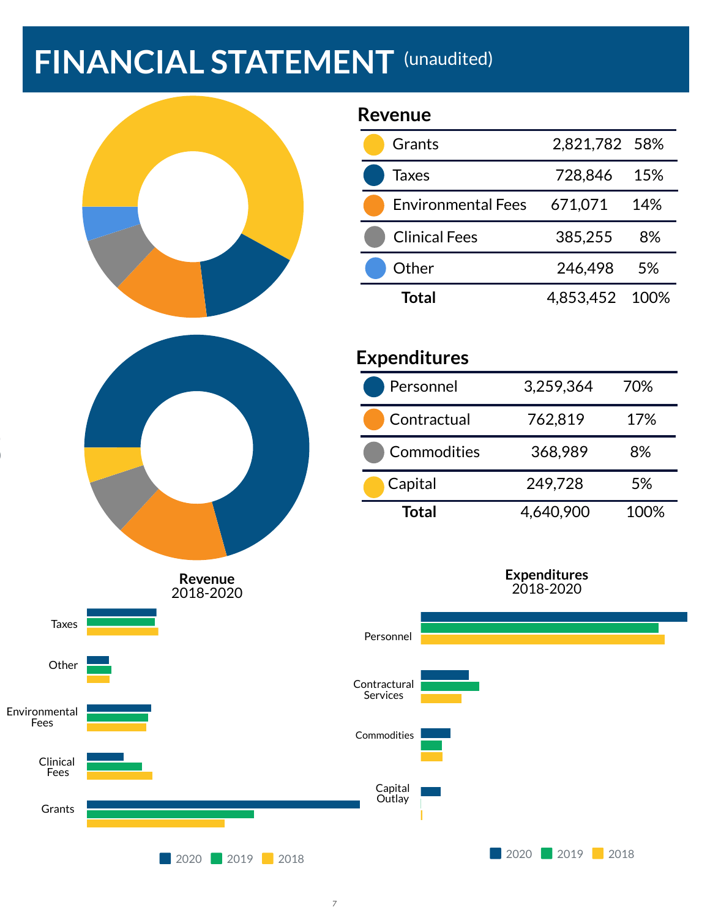# FINANCIAL STATEMENT (unaudited)

## Revenue

| | | |
|---|---|---|
| Grants | 2,821,782 | 58% |
| Taxes | 728,846 | 15% |
| Environmental Fees | 671,071 | 14% |
| Clinical Fees | 385,255 | 8% |
| Other | 246,498 | 5% |
| **Total** | 4,853,452 | 100% |

## Expenditures

| | | |
|---|---|---|
| Personnel | 3,259,364 | 70% |
| Contractual | 762,819 | 17% |
| Commodities | 368,989 | 8% |
| Capital | 249,728 | 5% |
| **Total** | 4,640,900 | 100% |

**Revenue**
2018-2020

Taxes
Other
Environmental Fees
Clinical Fees
Grants

2020 2019 2018

**Expenditures**
2018-2020

Personnel
Contractual Services
Commodities
Capital Outlay

2020 2019 2018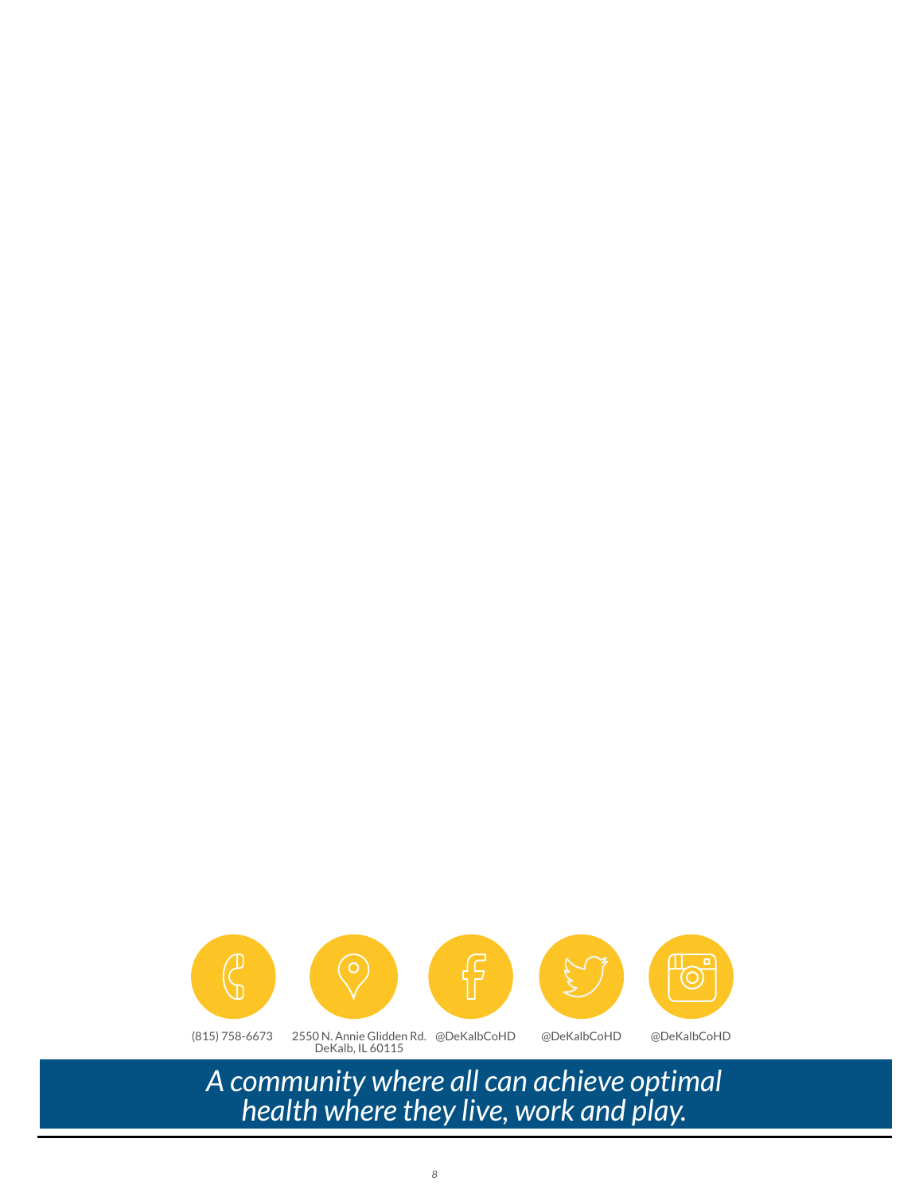(815) 758-6673

2550 N. Annie Glidden Rd.
DeKalb, IL 60115

@DeKalbCoHD

@DeKalbCoHD

@DeKalbCoHD

*A community where all can achieve optimal health where they live, work and play.*